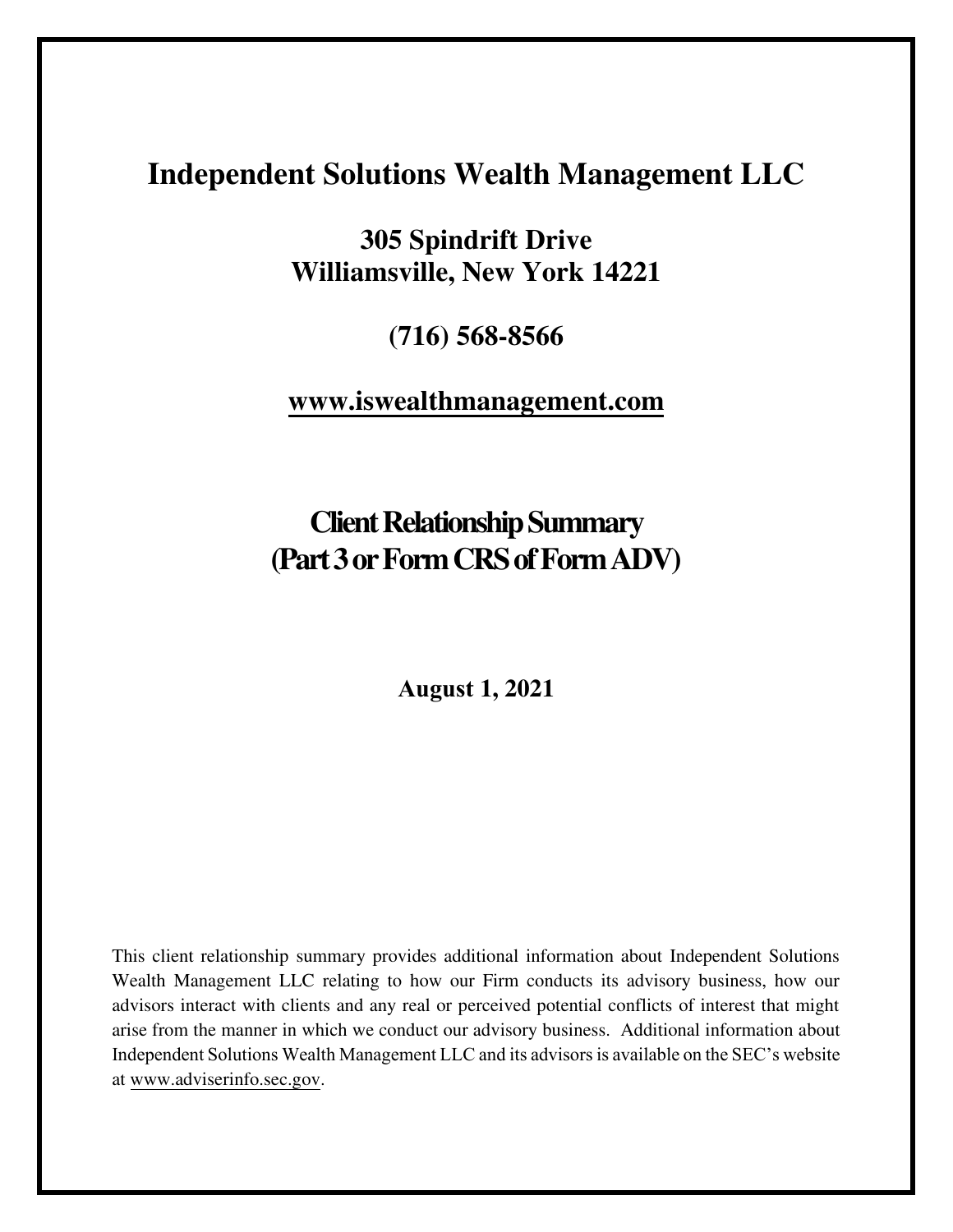# Independent Solutions Wealth Management LLC

## 305 Spindrift Drive
## Williamsville, New York 14221

## (716) 568-8566

## [www.iswealthmanagement.com](http://www.iswealthmanagement.com)

# Client Relationship Summary
# (Part 3 or Form CRS of Form ADV)

**August 1, 2021**

This client relationship summary provides additional information about Independent Solutions Wealth Management LLC relating to how our Firm conducts its advisory business, how our advisors interact with clients and any real or perceived potential conflicts of interest that might arise from the manner in which we conduct our advisory business. Additional information about Independent Solutions Wealth Management LLC and its advisors is available on the SEC's website at [www.adviserinfo.sec.gov](http://www.adviserinfo.sec.gov).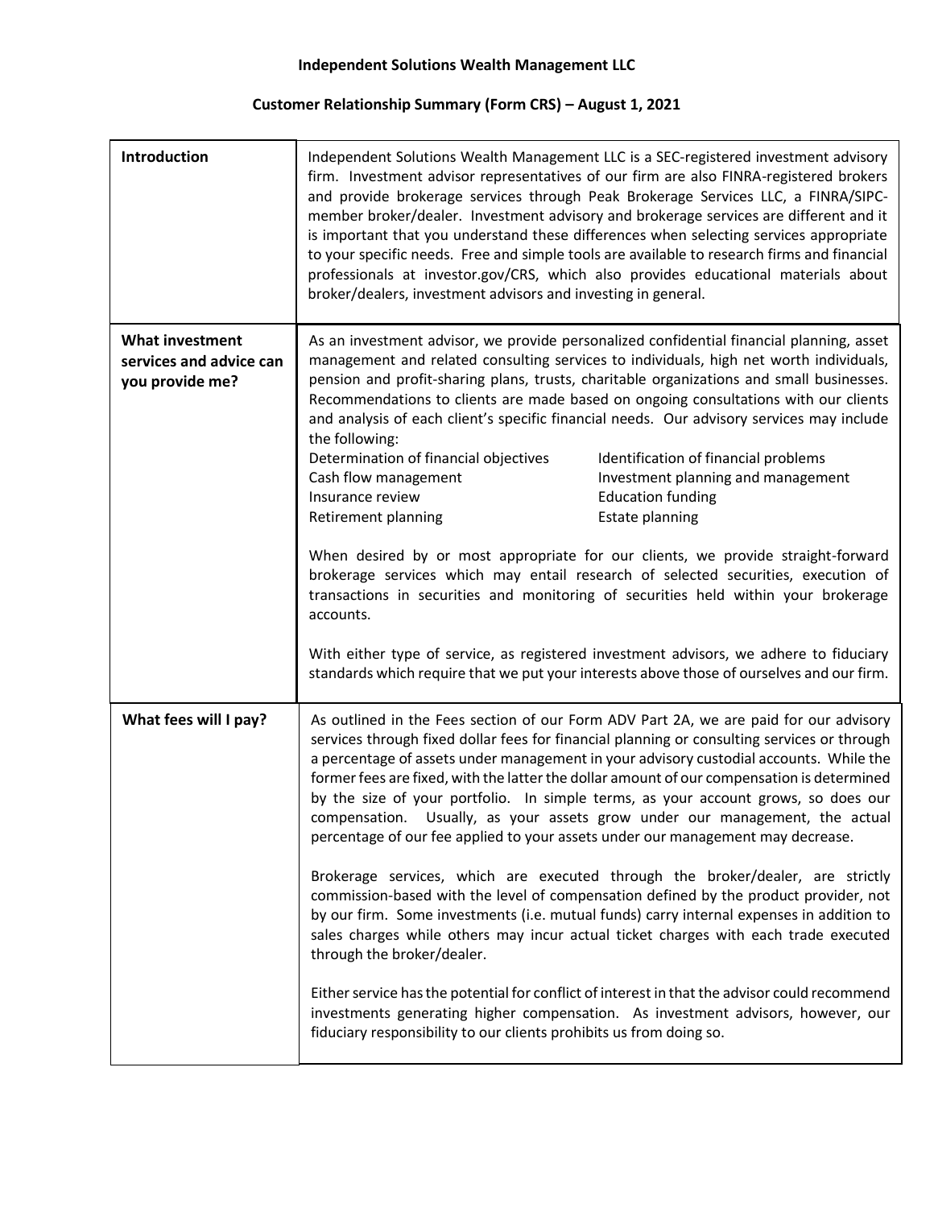**Independent Solutions Wealth Management LLC**

**Customer Relationship Summary (Form CRS) – August 1, 2021**

| | |
|---|---|
| **Introduction** | Independent Solutions Wealth Management LLC is a SEC-registered investment advisory firm. Investment advisor representatives of our firm are also FINRA-registered brokers and provide brokerage services through Peak Brokerage Services LLC, a FINRA/SIPC-member broker/dealer. Investment advisory and brokerage services are different and it is important that you understand these differences when selecting services appropriate to your specific needs. Free and simple tools are available to research firms and financial professionals at investor.gov/CRS, which also provides educational materials about broker/dealers, investment advisors and investing in general. |
| **What investment services and advice can you provide me?** | As an investment advisor, we provide personalized confidential financial planning, asset management and related consulting services to individuals, high net worth individuals, pension and profit-sharing plans, trusts, charitable organizations and small businesses. Recommendations to clients are made based on ongoing consultations with our clients and analysis of each client's specific financial needs. Our advisory services may include the following:<br>Determination of financial objectives<br>Identification of financial problems<br>Cash flow management<br>Investment planning and management<br>Insurance review<br>Education funding<br>Retirement planning<br>Estate planning<br><br>When desired by or most appropriate for our clients, we provide straight-forward brokerage services which may entail research of selected securities, execution of transactions in securities and monitoring of securities held within your brokerage accounts.<br><br>With either type of service, as registered investment advisors, we adhere to fiduciary standards which require that we put your interests above those of ourselves and our firm. |
| **What fees will I pay?** | As outlined in the Fees section of our Form ADV Part 2A, we are paid for our advisory services through fixed dollar fees for financial planning or consulting services or through a percentage of assets under management in your advisory custodial accounts. While the former fees are fixed, with the latter the dollar amount of our compensation is determined by the size of your portfolio. In simple terms, as your account grows, so does our compensation. Usually, as your assets grow under our management, the actual percentage of our fee applied to your assets under our management may decrease.<br><br>Brokerage services, which are executed through the broker/dealer, are strictly commission-based with the level of compensation defined by the product provider, not by our firm. Some investments (i.e. mutual funds) carry internal expenses in addition to sales charges while others may incur actual ticket charges with each trade executed through the broker/dealer.<br><br>Either service has the potential for conflict of interest in that the advisor could recommend investments generating higher compensation. As investment advisors, however, our fiduciary responsibility to our clients prohibits us from doing so. |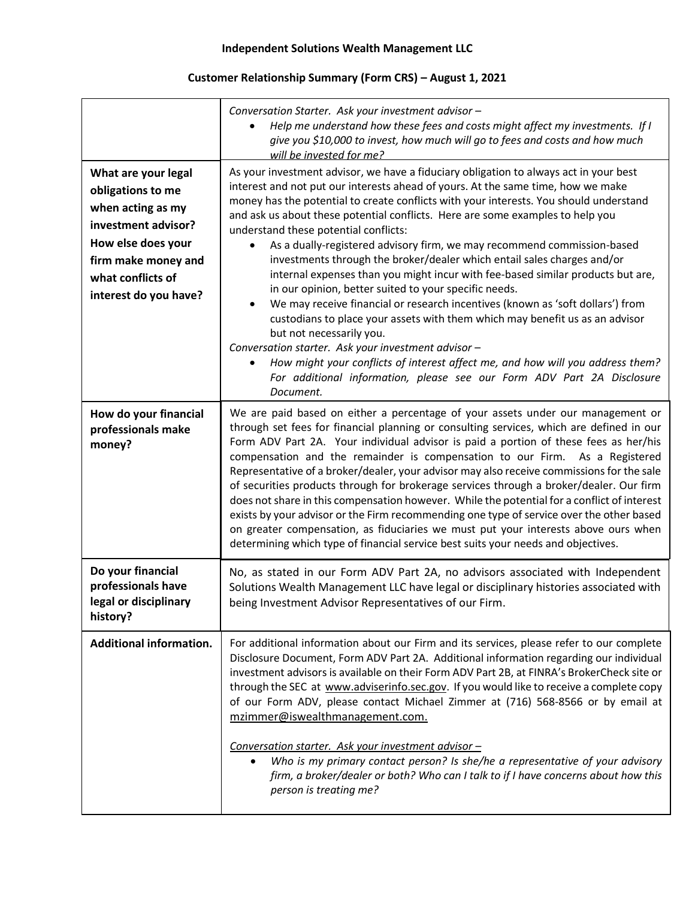**Independent Solutions Wealth Management LLC**

**Customer Relationship Summary (Form CRS) – August 1, 2021**

| | |
|---|---|
| | *Conversation Starter. Ask your investment advisor –*<br>• *Help me understand how these fees and costs might affect my investments. If I give you $10,000 to invest, how much will go to fees and costs and how much will be invested for me?* |
| **What are your legal obligations to me when acting as my investment advisor? How else does your firm make money and what conflicts of interest do you have?** | As your investment advisor, we have a fiduciary obligation to always act in your best interest and not put our interests ahead of yours. At the same time, how we make money has the potential to create conflicts with your interests. You should understand and ask us about these potential conflicts. Here are some examples to help you understand these potential conflicts:<br>• As a dually-registered advisory firm, we may recommend commission-based investments through the broker/dealer which entail sales charges and/or internal expenses than you might incur with fee-based similar products but are, in our opinion, better suited to your specific needs.<br>• We may receive financial or research incentives (known as 'soft dollars') from custodians to place your assets with them which may benefit us as an advisor but not necessarily you.<br>*Conversation starter. Ask your investment advisor –*<br>• *How might your conflicts of interest affect me, and how will you address them? For additional information, please see our Form ADV Part 2A Disclosure Document.* |
| **How do your financial professionals make money?** | We are paid based on either a percentage of your assets under our management or through set fees for financial planning or consulting services, which are defined in our Form ADV Part 2A. Your individual advisor is paid a portion of these fees as her/his compensation and the remainder is compensation to our Firm. As a Registered Representative of a broker/dealer, your advisor may also receive commissions for the sale of securities products through for brokerage services through a broker/dealer. Our firm does not share in this compensation however. While the potential for a conflict of interest exists by your advisor or the Firm recommending one type of service over the other based on greater compensation, as fiduciaries we must put your interests above ours when determining which type of financial service best suits your needs and objectives. |
| **Do your financial professionals have legal or disciplinary history?** | No, as stated in our Form ADV Part 2A, no advisors associated with Independent Solutions Wealth Management LLC have legal or disciplinary histories associated with being Investment Advisor Representatives of our Firm. |
| **Additional information.** | For additional information about our Firm and its services, please refer to our complete Disclosure Document, Form ADV Part 2A. Additional information regarding our individual investment advisors is available on their Form ADV Part 2B, at FINRA's BrokerCheck site or through the SEC at www.adviserinfo.sec.gov. If you would like to receive a complete copy of our Form ADV, please contact Michael Zimmer at (716) 568-8566 or by email at mzimmer@iswealthmanagement.com.<br><br>*Conversation starter. Ask your investment advisor –*<br>• *Who is my primary contact person? Is she/he a representative of your advisory firm, a broker/dealer or both? Who can I talk to if I have concerns about how this person is treating me?* |